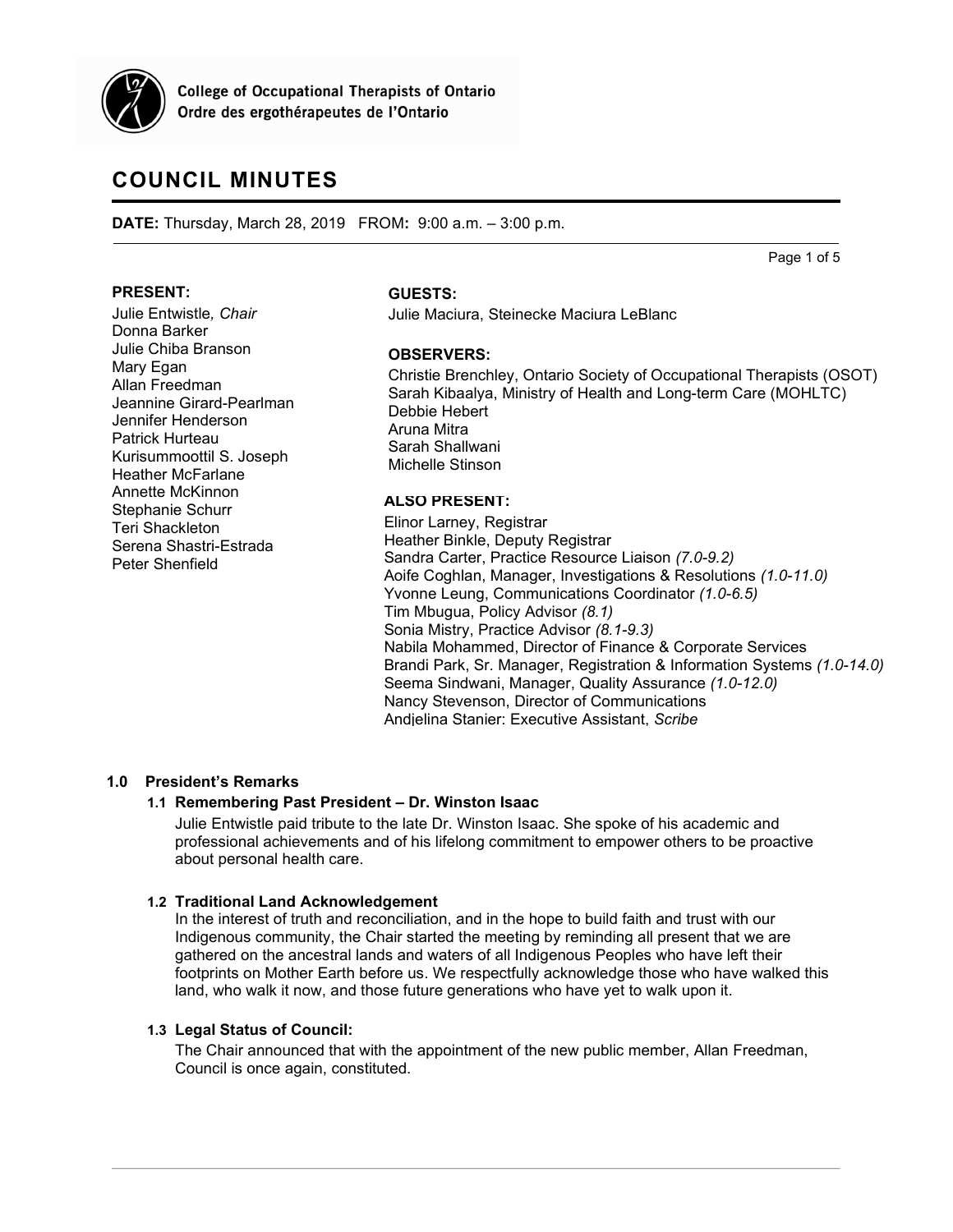College of Occupational Therapists of Ontario
Ordre des ergothérapeutes de l'Ontario

# COUNCIL MINUTES

**DATE:** Thursday, March 28, 2019 FROM**:** 9:00 a.m. – 3:00 p.m.

**PRESENT:**

Julie Entwistle*, Chair*
Donna Barker
Julie Chiba Branson
Mary Egan
Allan Freedman
Jeannine Girard-Pearlman
Jennifer Henderson
Patrick Hurteau
Kurisummoottil S. Joseph
Heather McFarlane
Annette McKinnon
Stephanie Schurr
Teri Shackleton
Serena Shastri-Estrada
Peter Shenfield

**GUESTS:**

Julie Maciura, Steinecke Maciura LeBlanc

**OBSERVERS:**

Christie Brenchley, Ontario Society of Occupational Therapists (OSOT)
Sarah Kibaalya, Ministry of Health and Long-term Care (MOHLTC)
Debbie Hebert
Aruna Mitra
Sarah Shallwani
Michelle Stinson

**ALSO PRESENT:**

Elinor Larney, Registrar
Heather Binkle, Deputy Registrar
Sandra Carter, Practice Resource Liaison *(7.0-9.2)*
Aoife Coghlan, Manager, Investigations & Resolutions *(1.0-11.0)*
Yvonne Leung, Communications Coordinator *(1.0-6.5)*
Tim Mbugua, Policy Advisor *(8.1)*
Sonia Mistry, Practice Advisor *(8.1-9.3)*
Nabila Mohammed, Director of Finance & Corporate Services
Brandi Park, Sr. Manager, Registration & Information Systems *(1.0-14.0)*
Seema Sindwani, Manager, Quality Assurance *(1.0-12.0)*
Nancy Stevenson, Director of Communications
Andjelina Stanier: Executive Assistant, *Scribe*

## 1.0 President's Remarks

### 1.1 Remembering Past President – Dr. Winston Isaac

Julie Entwistle paid tribute to the late Dr. Winston Isaac. She spoke of his academic and professional achievements and of his lifelong commitment to empower others to be proactive about personal health care.

### 1.2 Traditional Land Acknowledgement

In the interest of truth and reconciliation, and in the hope to build faith and trust with our Indigenous community, the Chair started the meeting by reminding all present that we are gathered on the ancestral lands and waters of all Indigenous Peoples who have left their footprints on Mother Earth before us. We respectfully acknowledge those who have walked this land, who walk it now, and those future generations who have yet to walk upon it.

### 1.3 Legal Status of Council:

The Chair announced that with the appointment of the new public member, Allan Freedman, Council is once again, constituted.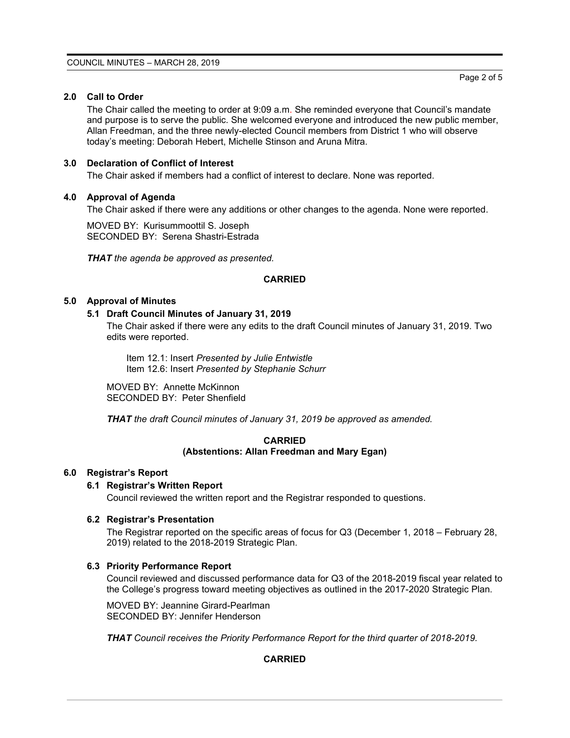## 2.0 Call to Order

The Chair called the meeting to order at 9:09 a.m. She reminded everyone that Council's mandate and purpose is to serve the public. She welcomed everyone and introduced the new public member, Allan Freedman, and the three newly-elected Council members from District 1 who will observe today's meeting: Deborah Hebert, Michelle Stinson and Aruna Mitra.

## 3.0 Declaration of Conflict of Interest

The Chair asked if members had a conflict of interest to declare. None was reported.

## 4.0 Approval of Agenda

The Chair asked if there were any additions or other changes to the agenda. None were reported.

MOVED BY: Kurisummoottil S. Joseph
SECONDED BY: Serena Shastri-Estrada

***THAT*** *the agenda be approved as presented.*

**CARRIED**

## 5.0 Approval of Minutes

### 5.1 Draft Council Minutes of January 31, 2019

The Chair asked if there were any edits to the draft Council minutes of January 31, 2019. Two edits were reported.

Item 12.1: Insert *Presented by Julie Entwistle*
Item 12.6: Insert *Presented by Stephanie Schurr*

MOVED BY: Annette McKinnon
SECONDED BY: Peter Shenfield

***THAT*** *the draft Council minutes of January 31, 2019 be approved as amended.*

**CARRIED**
**(Abstentions: Allan Freedman and Mary Egan)**

## 6.0 Registrar's Report

### 6.1 Registrar's Written Report

Council reviewed the written report and the Registrar responded to questions.

### 6.2 Registrar's Presentation

The Registrar reported on the specific areas of focus for Q3 (December 1, 2018 – February 28, 2019) related to the 2018-2019 Strategic Plan.

### 6.3 Priority Performance Report

Council reviewed and discussed performance data for Q3 of the 2018-2019 fiscal year related to the College's progress toward meeting objectives as outlined in the 2017-2020 Strategic Plan.

MOVED BY: Jeannine Girard-Pearlman
SECONDED BY: Jennifer Henderson

***THAT*** *Council receives the Priority Performance Report for the third quarter of 2018-2019.*

**CARRIED**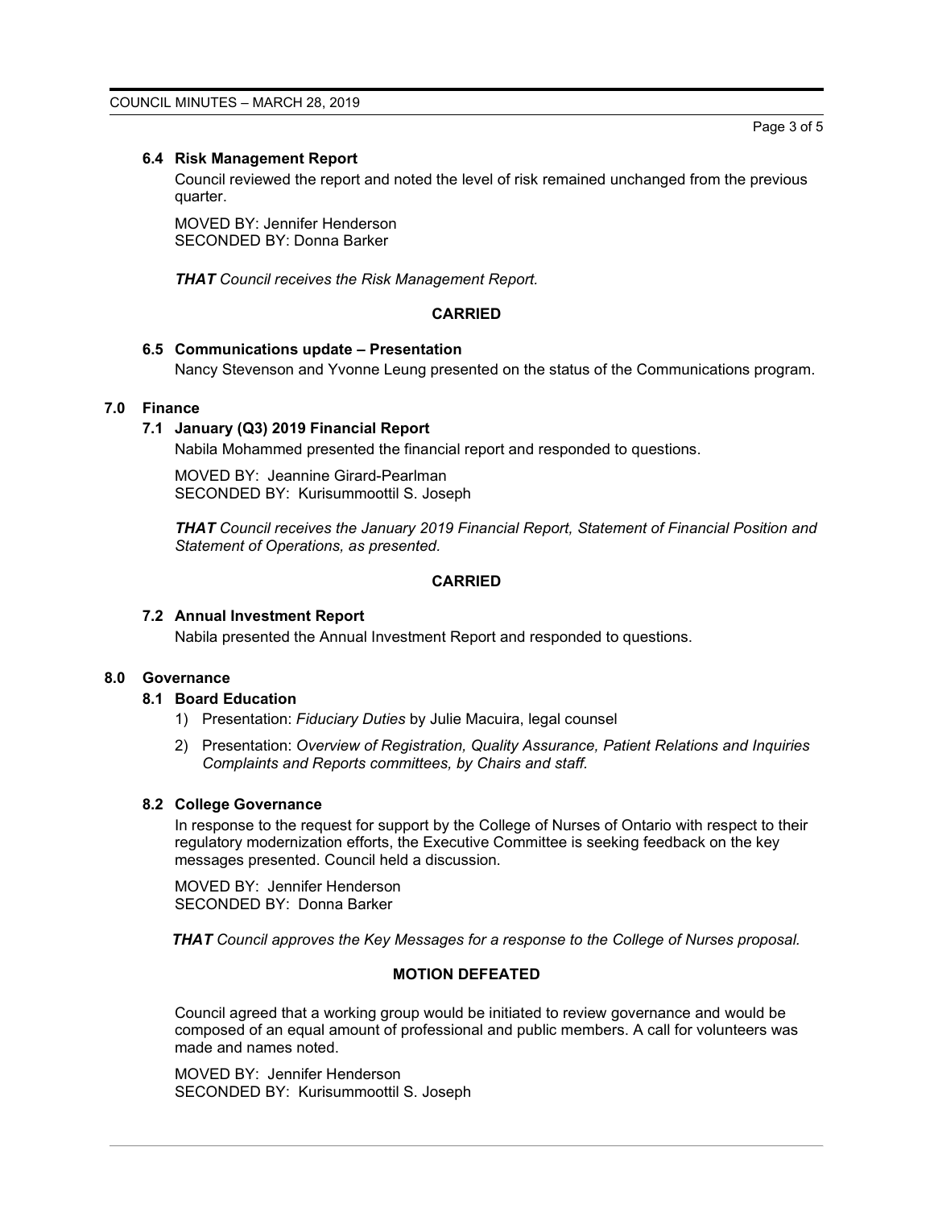### 6.4 Risk Management Report

Council reviewed the report and noted the level of risk remained unchanged from the previous quarter.

MOVED BY: Jennifer Henderson
SECONDED BY: Donna Barker

***THAT** Council receives the Risk Management Report.*

**CARRIED**

### 6.5 Communications update – Presentation

Nancy Stevenson and Yvonne Leung presented on the status of the Communications program.

## 7.0 Finance

### 7.1 January (Q3) 2019 Financial Report

Nabila Mohammed presented the financial report and responded to questions.

MOVED BY: Jeannine Girard-Pearlman
SECONDED BY: Kurisummoottil S. Joseph

***THAT** Council receives the January 2019 Financial Report, Statement of Financial Position and Statement of Operations, as presented.*

**CARRIED**

### 7.2 Annual Investment Report

Nabila presented the Annual Investment Report and responded to questions.

## 8.0 Governance

### 8.1 Board Education

1) Presentation: *Fiduciary Duties* by Julie Macuira, legal counsel
2) Presentation: *Overview of Registration, Quality Assurance, Patient Relations and Inquiries Complaints and Reports committees, by Chairs and staff.*

### 8.2 College Governance

In response to the request for support by the College of Nurses of Ontario with respect to their regulatory modernization efforts, the Executive Committee is seeking feedback on the key messages presented. Council held a discussion.

MOVED BY: Jennifer Henderson
SECONDED BY: Donna Barker

***THAT** Council approves the Key Messages for a response to the College of Nurses proposal.*

**MOTION DEFEATED**

Council agreed that a working group would be initiated to review governance and would be composed of an equal amount of professional and public members. A call for volunteers was made and names noted.

MOVED BY: Jennifer Henderson
SECONDED BY: Kurisummoottil S. Joseph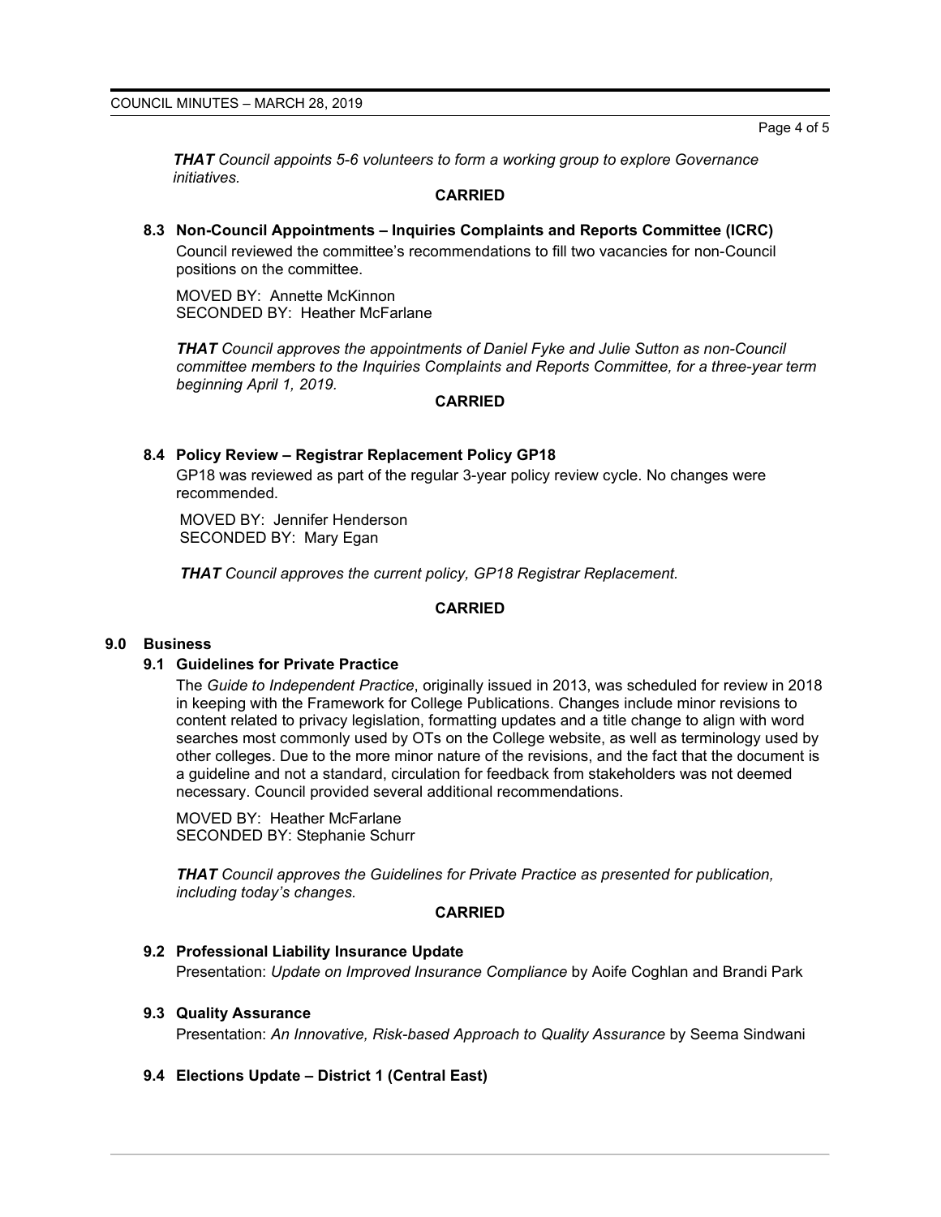***THAT*** *Council appoints 5-6 volunteers to form a working group to explore Governance initiatives.*

**CARRIED**

### 8.3 Non-Council Appointments – Inquiries Complaints and Reports Committee (ICRC)

Council reviewed the committee's recommendations to fill two vacancies for non-Council positions on the committee.

MOVED BY: Annette McKinnon
SECONDED BY: Heather McFarlane

***THAT*** *Council approves the appointments of Daniel Fyke and Julie Sutton as non-Council committee members to the Inquiries Complaints and Reports Committee, for a three-year term beginning April 1, 2019.*

**CARRIED**

### 8.4 Policy Review – Registrar Replacement Policy GP18

GP18 was reviewed as part of the regular 3-year policy review cycle. No changes were recommended.

MOVED BY: Jennifer Henderson
SECONDED BY: Mary Egan

***THAT*** *Council approves the current policy, GP18 Registrar Replacement.*

**CARRIED**

## 9.0 Business

### 9.1 Guidelines for Private Practice

The *Guide to Independent Practice*, originally issued in 2013, was scheduled for review in 2018 in keeping with the Framework for College Publications. Changes include minor revisions to content related to privacy legislation, formatting updates and a title change to align with word searches most commonly used by OTs on the College website, as well as terminology used by other colleges. Due to the more minor nature of the revisions, and the fact that the document is a guideline and not a standard, circulation for feedback from stakeholders was not deemed necessary. Council provided several additional recommendations.

MOVED BY: Heather McFarlane
SECONDED BY: Stephanie Schurr

***THAT*** *Council approves the Guidelines for Private Practice as presented for publication, including today's changes.*

**CARRIED**

### 9.2 Professional Liability Insurance Update

Presentation: *Update on Improved Insurance Compliance* by Aoife Coghlan and Brandi Park

### 9.3 Quality Assurance

Presentation: *An Innovative, Risk-based Approach to Quality Assurance* by Seema Sindwani

### 9.4 Elections Update – District 1 (Central East)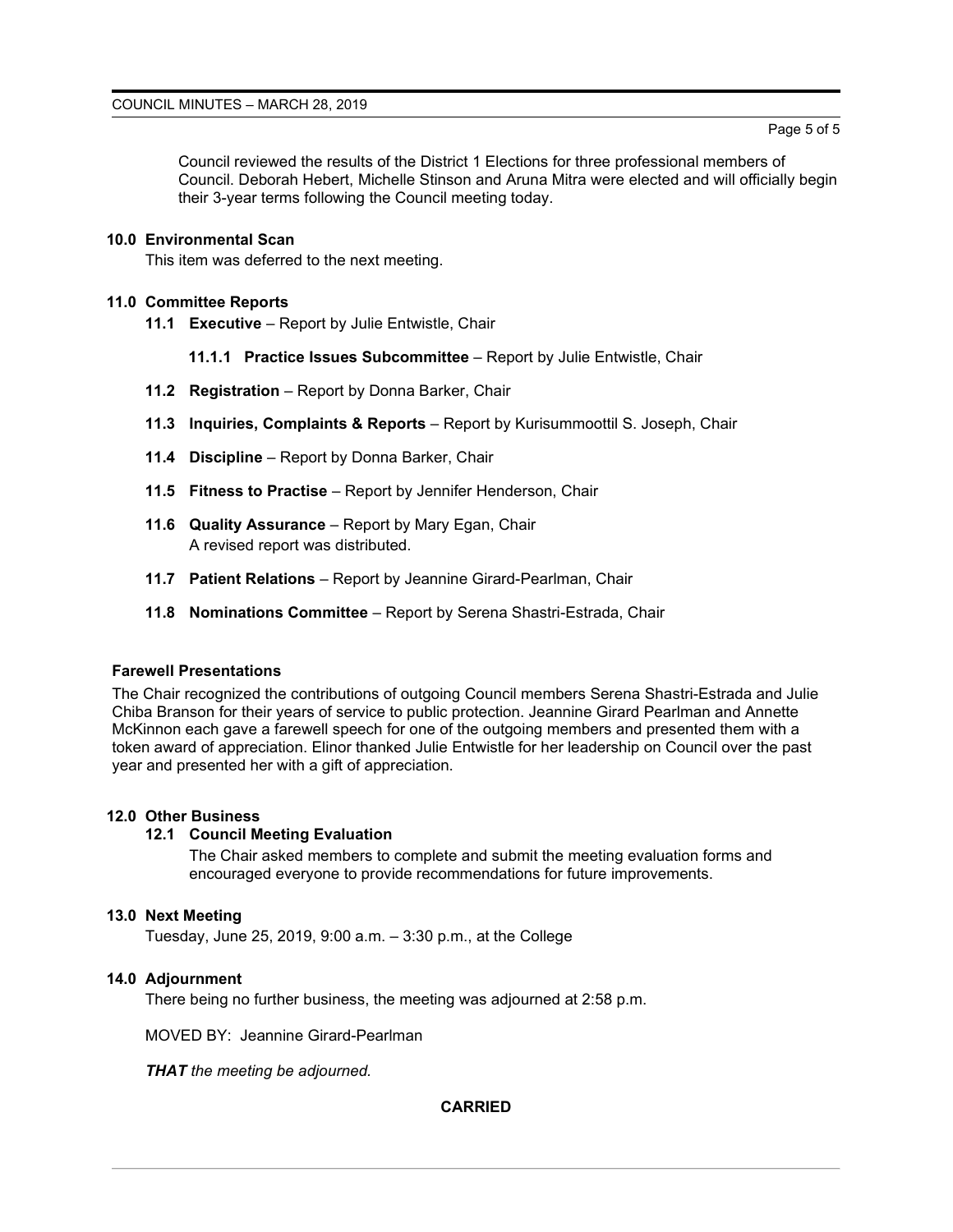Council reviewed the results of the District 1 Elections for three professional members of Council. Deborah Hebert, Michelle Stinson and Aruna Mitra were elected and will officially begin their 3-year terms following the Council meeting today.

### 10.0 Environmental Scan

This item was deferred to the next meeting.

### 11.0 Committee Reports

**11.1 Executive** – Report by Julie Entwistle, Chair

**11.1.1 Practice Issues Subcommittee** – Report by Julie Entwistle, Chair

**11.2 Registration** – Report by Donna Barker, Chair

**11.3 Inquiries, Complaints & Reports** – Report by Kurisummoottil S. Joseph, Chair

**11.4 Discipline** – Report by Donna Barker, Chair

**11.5 Fitness to Practise** – Report by Jennifer Henderson, Chair

**11.6 Quality Assurance** – Report by Mary Egan, Chair
A revised report was distributed.

**11.7 Patient Relations** – Report by Jeannine Girard-Pearlman, Chair

**11.8 Nominations Committee** – Report by Serena Shastri-Estrada, Chair

### Farewell Presentations

The Chair recognized the contributions of outgoing Council members Serena Shastri-Estrada and Julie Chiba Branson for their years of service to public protection. Jeannine Girard Pearlman and Annette McKinnon each gave a farewell speech for one of the outgoing members and presented them with a token award of appreciation. Elinor thanked Julie Entwistle for her leadership on Council over the past year and presented her with a gift of appreciation.

### 12.0 Other Business

**12.1 Council Meeting Evaluation**

The Chair asked members to complete and submit the meeting evaluation forms and encouraged everyone to provide recommendations for future improvements.

### 13.0 Next Meeting

Tuesday, June 25, 2019, 9:00 a.m. – 3:30 p.m., at the College

### 14.0 Adjournment

There being no further business, the meeting was adjourned at 2:58 p.m.

MOVED BY: Jeannine Girard-Pearlman

***THAT*** *the meeting be adjourned.*

**CARRIED**